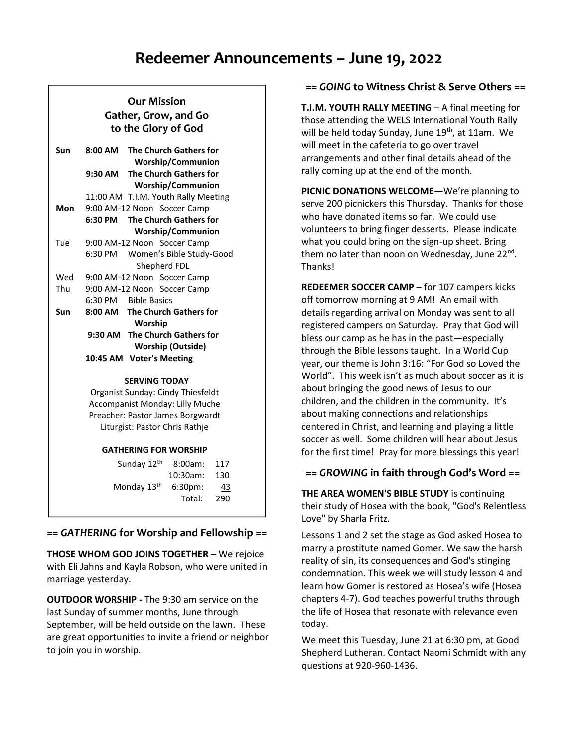# Redeemer Announcements – June 19, 2022

**Our Mission**
**Gather, Grow, and Go to the Glory of God**

| | | |
|---|---|---|
| **Sun** | **8:00 AM** | **The Church Gathers for Worship/Communion** |
| | **9:30 AM** | **The Church Gathers for Worship/Communion** |
| | 11:00 AM | T.I.M. Youth Rally Meeting |
| **Mon** | 9:00 AM-12 Noon | Soccer Camp |
| | **6:30 PM** | **The Church Gathers for Worship/Communion** |
| Tue | 9:00 AM-12 Noon | Soccer Camp |
| | 6:30 PM | Women's Bible Study-Good Shepherd FDL |
| Wed | 9:00 AM-12 Noon | Soccer Camp |
| Thu | 9:00 AM-12 Noon | Soccer Camp |
| | 6:30 PM | Bible Basics |
| **Sun** | **8:00 AM** | **The Church Gathers for Worship** |
| | **9:30 AM** | **The Church Gathers for Worship (Outside)** |
| | **10:45 AM** | **Voter's Meeting** |

**SERVING TODAY**

Organist Sunday: Cindy Thiesfeldt
Accompanist Monday: Lilly Muche
Preacher: Pastor James Borgwardt
Liturgist: Pastor Chris Rathje

**GATHERING FOR WORSHIP**

| | | |
|---|---|---|
| Sunday 12th | 8:00am: | 117 |
| | 10:30am: | 130 |
| Monday 13th | 6:30pm: | 43 |
| | Total: | 290 |

## == *GATHERING* for Worship and Fellowship ==

**THOSE WHOM GOD JOINS TOGETHER** – We rejoice with Eli Jahns and Kayla Robson, who were united in marriage yesterday.

**OUTDOOR WORSHIP -** The 9:30 am service on the last Sunday of summer months, June through September, will be held outside on the lawn. These are great opportunities to invite a friend or neighbor to join you in worship.

## == *GOING* to Witness Christ & Serve Others ==

**T.I.M. YOUTH RALLY MEETING** – A final meeting for those attending the WELS International Youth Rally will be held today Sunday, June 19th, at 11am. We will meet in the cafeteria to go over travel arrangements and other final details ahead of the rally coming up at the end of the month.

**PICNIC DONATIONS WELCOME—**We're planning to serve 200 picnickers this Thursday. Thanks for those who have donated items so far. We could use volunteers to bring finger desserts. Please indicate what you could bring on the sign-up sheet. Bring them no later than noon on Wednesday, June 22nd. Thanks!

**REDEEMER SOCCER CAMP** – for 107 campers kicks off tomorrow morning at 9 AM! An email with details regarding arrival on Monday was sent to all registered campers on Saturday. Pray that God will bless our camp as he has in the past—especially through the Bible lessons taught. In a World Cup year, our theme is John 3:16: "For God so Loved the World". This week isn't as much about soccer as it is about bringing the good news of Jesus to our children, and the children in the community. It's about making connections and relationships centered in Christ, and learning and playing a little soccer as well. Some children will hear about Jesus for the first time! Pray for more blessings this year!

## == *GROWING* in faith through God's Word ==

**THE AREA WOMEN'S BIBLE STUDY** is continuing their study of Hosea with the book, "God's Relentless Love" by Sharla Fritz.

Lessons 1 and 2 set the stage as God asked Hosea to marry a prostitute named Gomer. We saw the harsh reality of sin, its consequences and God's stinging condemnation. This week we will study lesson 4 and learn how Gomer is restored as Hosea's wife (Hosea chapters 4-7). God teaches powerful truths through the life of Hosea that resonate with relevance even today.

We meet this Tuesday, June 21 at 6:30 pm, at Good Shepherd Lutheran. Contact Naomi Schmidt with any questions at 920-960-1436.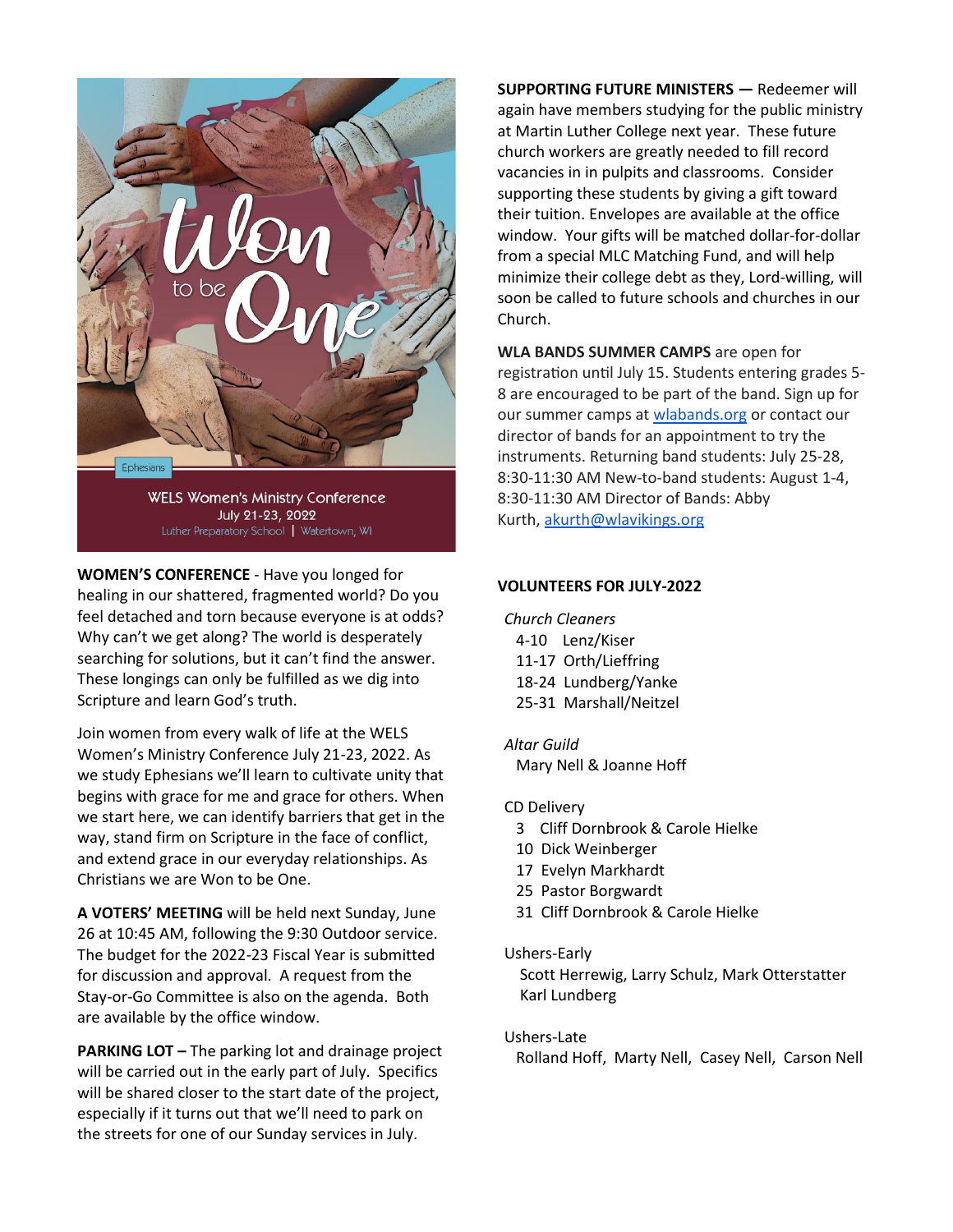Won to be One

Ephesians

WELS Women's Ministry Conference
July 21-23, 2022
Luther Preparatory School | Watertown, WI

**WOMEN'S CONFERENCE** - Have you longed for healing in our shattered, fragmented world? Do you feel detached and torn because everyone is at odds? Why can't we get along? The world is desperately searching for solutions, but it can't find the answer. These longings can only be fulfilled as we dig into Scripture and learn God's truth.

Join women from every walk of life at the WELS Women's Ministry Conference July 21-23, 2022. As we study Ephesians we'll learn to cultivate unity that begins with grace for me and grace for others. When we start here, we can identify barriers that get in the way, stand firm on Scripture in the face of conflict, and extend grace in our everyday relationships. As Christians we are Won to be One.

**A VOTERS' MEETING** will be held next Sunday, June 26 at 10:45 AM, following the 9:30 Outdoor service. The budget for the 2022-23 Fiscal Year is submitted for discussion and approval. A request from the Stay-or-Go Committee is also on the agenda. Both are available by the office window.

**PARKING LOT –** The parking lot and drainage project will be carried out in the early part of July. Specifics will be shared closer to the start date of the project, especially if it turns out that we'll need to park on the streets for one of our Sunday services in July.

**SUPPORTING FUTURE MINISTERS —** Redeemer will again have members studying for the public ministry at Martin Luther College next year. These future church workers are greatly needed to fill record vacancies in in pulpits and classrooms. Consider supporting these students by giving a gift toward their tuition. Envelopes are available at the office window. Your gifts will be matched dollar-for-dollar from a special MLC Matching Fund, and will help minimize their college debt as they, Lord-willing, will soon be called to future schools and churches in our Church.

**WLA BANDS SUMMER CAMPS** are open for registration until July 15. Students entering grades 5-8 are encouraged to be part of the band. Sign up for our summer camps at wlabands.org or contact our director of bands for an appointment to try the instruments. Returning band students: July 25-28, 8:30-11:30 AM New-to-band students: August 1-4, 8:30-11:30 AM Director of Bands: Abby Kurth, akurth@wlavikings.org

**VOLUNTEERS FOR JULY-2022**

*Church Cleaners*
4-10 Lenz/Kiser
11-17 Orth/Lieffring
18-24 Lundberg/Yanke
25-31 Marshall/Neitzel

*Altar Guild*
Mary Nell & Joanne Hoff

CD Delivery
3 Cliff Dornbrook & Carole Hielke
10 Dick Weinberger
17 Evelyn Markhardt
25 Pastor Borgwardt
31 Cliff Dornbrook & Carole Hielke

Ushers-Early
Scott Herrewig, Larry Schulz, Mark Otterstatter
Karl Lundberg

Ushers-Late
Rolland Hoff, Marty Nell, Casey Nell, Carson Nell